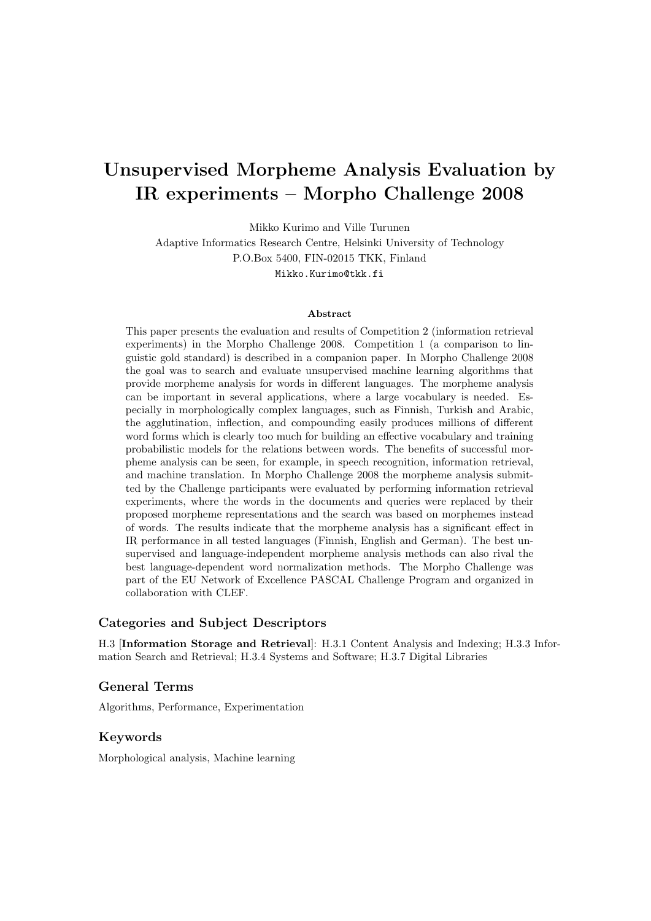# Unsupervised Morpheme Analysis Evaluation by IR experiments – Morpho Challenge 2008

Mikko Kurimo and Ville Turunen
Adaptive Informatics Research Centre, Helsinki University of Technology
P.O.Box 5400, FIN-02015 TKK, Finland
Mikko.Kurimo@tkk.fi

### Abstract

This paper presents the evaluation and results of Competition 2 (information retrieval experiments) in the Morpho Challenge 2008. Competition 1 (a comparison to linguistic gold standard) is described in a companion paper. In Morpho Challenge 2008 the goal was to search and evaluate unsupervised machine learning algorithms that provide morpheme analysis for words in different languages. The morpheme analysis can be important in several applications, where a large vocabulary is needed. Especially in morphologically complex languages, such as Finnish, Turkish and Arabic, the agglutination, inflection, and compounding easily produces millions of different word forms which is clearly too much for building an effective vocabulary and training probabilistic models for the relations between words. The benefits of successful morpheme analysis can be seen, for example, in speech recognition, information retrieval, and machine translation. In Morpho Challenge 2008 the morpheme analysis submitted by the Challenge participants were evaluated by performing information retrieval experiments, where the words in the documents and queries were replaced by their proposed morpheme representations and the search was based on morphemes instead of words. The results indicate that the morpheme analysis has a significant effect in IR performance in all tested languages (Finnish, English and German). The best unsupervised and language-independent morpheme analysis methods can also rival the best language-dependent word normalization methods. The Morpho Challenge was part of the EU Network of Excellence PASCAL Challenge Program and organized in collaboration with CLEF.

## Categories and Subject Descriptors

H.3 [**Information Storage and Retrieval**]: H.3.1 Content Analysis and Indexing; H.3.3 Information Search and Retrieval; H.3.4 Systems and Software; H.3.7 Digital Libraries

## General Terms

Algorithms, Performance, Experimentation

## Keywords

Morphological analysis, Machine learning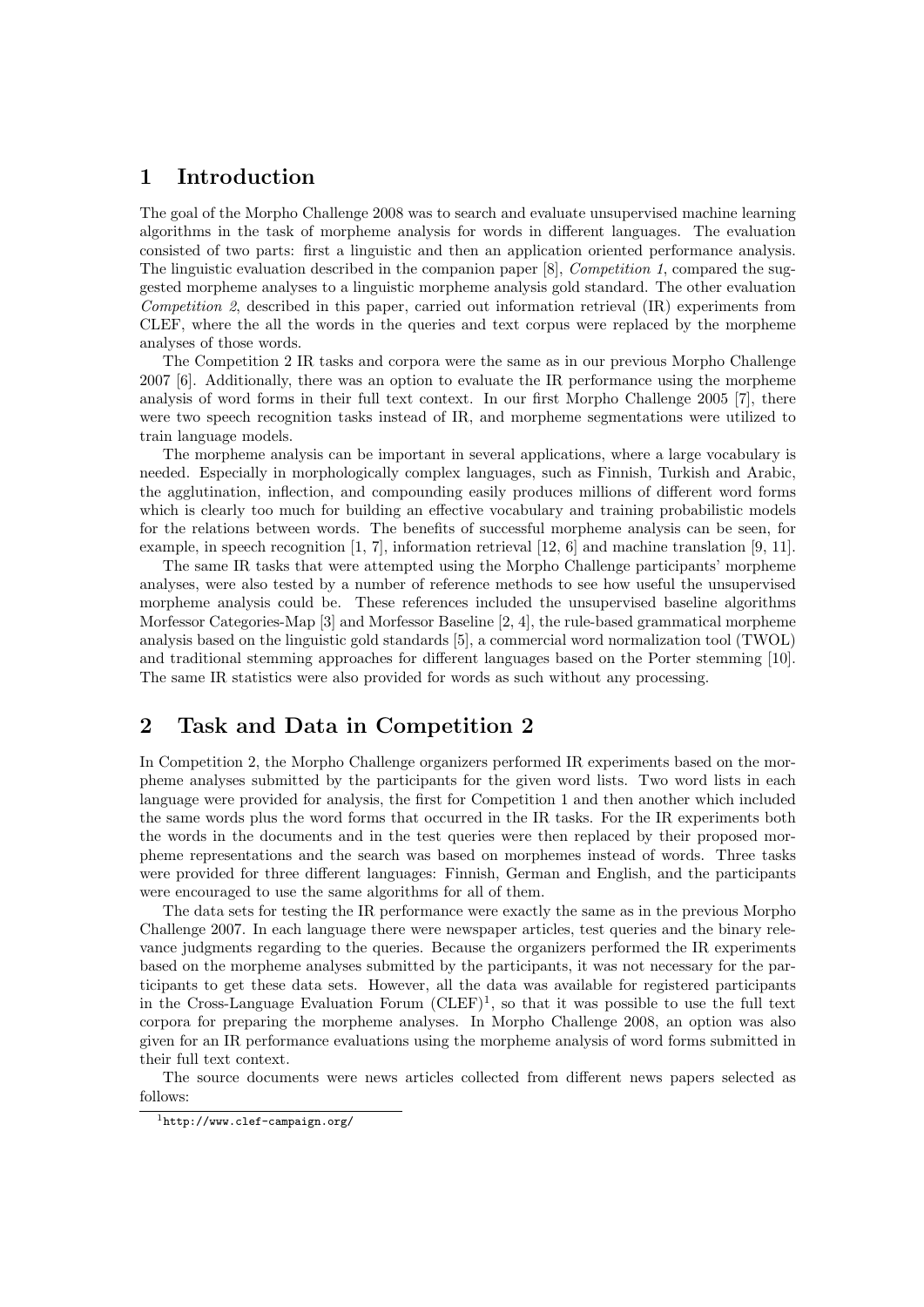## 1 Introduction

The goal of the Morpho Challenge 2008 was to search and evaluate unsupervised machine learning algorithms in the task of morpheme analysis for words in different languages. The evaluation consisted of two parts: first a linguistic and then an application oriented performance analysis. The linguistic evaluation described in the companion paper [8], *Competition 1*, compared the suggested morpheme analyses to a linguistic morpheme analysis gold standard. The other evaluation *Competition 2*, described in this paper, carried out information retrieval (IR) experiments from CLEF, where the all the words in the queries and text corpus were replaced by the morpheme analyses of those words.

The Competition 2 IR tasks and corpora were the same as in our previous Morpho Challenge 2007 [6]. Additionally, there was an option to evaluate the IR performance using the morpheme analysis of word forms in their full text context. In our first Morpho Challenge 2005 [7], there were two speech recognition tasks instead of IR, and morpheme segmentations were utilized to train language models.

The morpheme analysis can be important in several applications, where a large vocabulary is needed. Especially in morphologically complex languages, such as Finnish, Turkish and Arabic, the agglutination, inflection, and compounding easily produces millions of different word forms which is clearly too much for building an effective vocabulary and training probabilistic models for the relations between words. The benefits of successful morpheme analysis can be seen, for example, in speech recognition [1, 7], information retrieval [12, 6] and machine translation [9, 11].

The same IR tasks that were attempted using the Morpho Challenge participants' morpheme analyses, were also tested by a number of reference methods to see how useful the unsupervised morpheme analysis could be. These references included the unsupervised baseline algorithms Morfessor Categories-Map [3] and Morfessor Baseline [2, 4], the rule-based grammatical morpheme analysis based on the linguistic gold standards [5], a commercial word normalization tool (TWOL) and traditional stemming approaches for different languages based on the Porter stemming [10]. The same IR statistics were also provided for words as such without any processing.

## 2 Task and Data in Competition 2

In Competition 2, the Morpho Challenge organizers performed IR experiments based on the morpheme analyses submitted by the participants for the given word lists. Two word lists in each language were provided for analysis, the first for Competition 1 and then another which included the same words plus the word forms that occurred in the IR tasks. For the IR experiments both the words in the documents and in the test queries were then replaced by their proposed morpheme representations and the search was based on morphemes instead of words. Three tasks were provided for three different languages: Finnish, German and English, and the participants were encouraged to use the same algorithms for all of them.

The data sets for testing the IR performance were exactly the same as in the previous Morpho Challenge 2007. In each language there were newspaper articles, test queries and the binary relevance judgments regarding to the queries. Because the organizers performed the IR experiments based on the morpheme analyses submitted by the participants, it was not necessary for the participants to get these data sets. However, all the data was available for registered participants in the Cross-Language Evaluation Forum (CLEF)[1], so that it was possible to use the full text corpora for preparing the morpheme analyses. In Morpho Challenge 2008, an option was also given for an IR performance evaluations using the morpheme analysis of word forms submitted in their full text context.

The source documents were news articles collected from different news papers selected as follows:

[1] http://www.clef-campaign.org/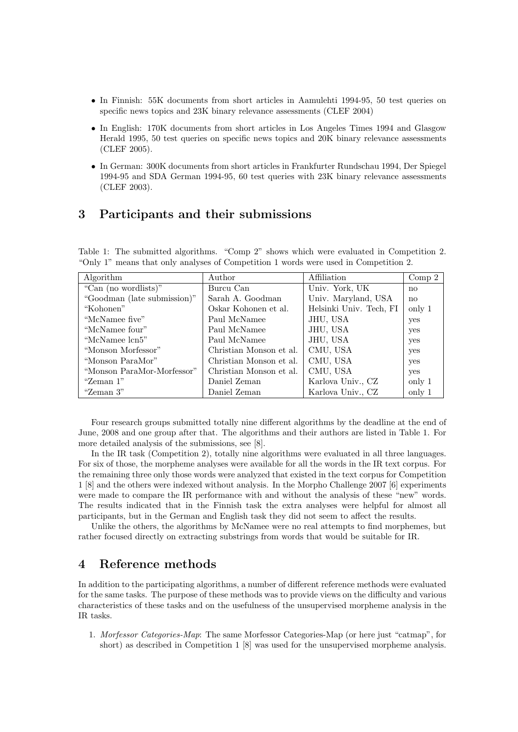- In Finnish: 55K documents from short articles in Aamulehti 1994-95, 50 test queries on specific news topics and 23K binary relevance assessments (CLEF 2004)
- In English: 170K documents from short articles in Los Angeles Times 1994 and Glasgow Herald 1995, 50 test queries on specific news topics and 20K binary relevance assessments (CLEF 2005).
- In German: 300K documents from short articles in Frankfurter Rundschau 1994, Der Spiegel 1994-95 and SDA German 1994-95, 60 test queries with 23K binary relevance assessments (CLEF 2003).

## 3 Participants and their submissions

Table 1: The submitted algorithms. "Comp 2" shows which were evaluated in Competition 2. "Only 1" means that only analyses of Competition 1 words were used in Competition 2.

| Algorithm | Author | Affiliation | Comp 2 |
|---|---|---|---|
| "Can (no wordlists)" | Burcu Can | Univ. York, UK | no |
| "Goodman (late submission)" | Sarah A. Goodman | Univ. Maryland, USA | no |
| "Kohonen" | Oskar Kohonen et al. | Helsinki Univ. Tech, FI | only 1 |
| "McNamee five" | Paul McNamee | JHU, USA | yes |
| "McNamee four" | Paul McNamee | JHU, USA | yes |
| "McNamee lcn5" | Paul McNamee | JHU, USA | yes |
| "Monson Morfessor" | Christian Monson et al. | CMU, USA | yes |
| "Monson ParaMor" | Christian Monson et al. | CMU, USA | yes |
| "Monson ParaMor-Morfessor" | Christian Monson et al. | CMU, USA | yes |
| "Zeman 1" | Daniel Zeman | Karlova Univ., CZ | only 1 |
| "Zeman 3" | Daniel Zeman | Karlova Univ., CZ | only 1 |

Four research groups submitted totally nine different algorithms by the deadline at the end of June, 2008 and one group after that. The algorithms and their authors are listed in Table 1. For more detailed analysis of the submissions, see [8].

In the IR task (Competition 2), totally nine algorithms were evaluated in all three languages. For six of those, the morpheme analyses were available for all the words in the IR text corpus. For the remaining three only those words were analyzed that existed in the text corpus for Competition 1 [8] and the others were indexed without analysis. In the Morpho Challenge 2007 [6] experiments were made to compare the IR performance with and without the analysis of these "new" words. The results indicated that in the Finnish task the extra analyses were helpful for almost all participants, but in the German and English task they did not seem to affect the results.

Unlike the others, the algorithms by McNamee were no real attempts to find morphemes, but rather focused directly on extracting substrings from words that would be suitable for IR.

## 4 Reference methods

In addition to the participating algorithms, a number of different reference methods were evaluated for the same tasks. The purpose of these methods was to provide views on the difficulty and various characteristics of these tasks and on the usefulness of the unsupervised morpheme analysis in the IR tasks.

1. *Morfessor Categories-Map*: The same Morfessor Categories-Map (or here just "catmap", for short) as described in Competition 1 [8] was used for the unsupervised morpheme analysis.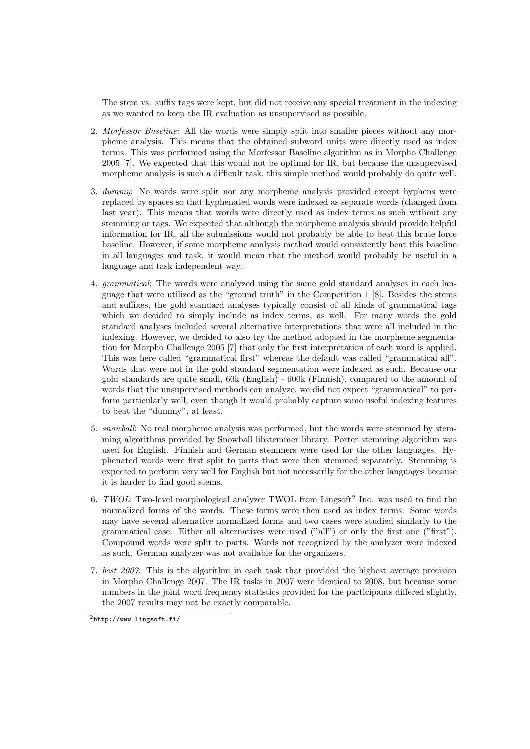The stem vs. suffix tags were kept, but did not receive any special treatment in the indexing as we wanted to keep the IR evaluation as unsupervised as possible.

2. *Morfessor Baseline*: All the words were simply split into smaller pieces without any morpheme analysis. This means that the obtained subword units were directly used as index terms. This was performed using the Morfessor Baseline algorithm as in Morpho Challenge 2005 [7]. We expected that this would not be optimal for IR, but because the unsupervised morpheme analysis is such a difficult task, this simple method would probably do quite well.

3. *dummy*: No words were split nor any morpheme analysis provided except hyphens were replaced by spaces so that hyphenated words were indexed as separate words (changed from last year). This means that words were directly used as index terms as such without any stemming or tags. We expected that although the morpheme analysis should provide helpful information for IR, all the submissions would not probably be able to beat this brute force baseline. However, if some morpheme analysis method would consistently beat this baseline in all languages and task, it would mean that the method would probably be useful in a language and task independent way.

4. *grammatical*: The words were analyzed using the same gold standard analyses in each language that were utilized as the "ground truth" in the Competition 1 [8]. Besides the stems and suffixes, the gold standard analyses typically consist of all kinds of grammatical tags which we decided to simply include as index terms, as well. For many words the gold standard analyses included several alternative interpretations that were all included in the indexing. However, we decided to also try the method adopted in the morpheme segmentation for Morpho Challenge 2005 [7] that only the first interpretation of each word is applied. This was here called "grammatical first" whereas the default was called "grammatical all". Words that were not in the gold standard segmentation were indexed as such. Because our gold standards are quite small, 60k (English) - 600k (Finnish), compared to the amount of words that the unsupervised methods can analyze, we did not expect "grammatical" to perform particularly well, even though it would probably capture some useful indexing features to beat the "dummy", at least.

5. *snowball*: No real morpheme analysis was performed, but the words were stemmed by stemming algorithms provided by Snowball libstemmer library. Porter stemming algorithm was used for English. Finnish and German stemmers were used for the other languages. Hyphenated words were first split to parts that were then stemmed separately. Stemming is expected to perform very well for English but not necessarily for the other languages because it is harder to find good stems.

6. *TWOL*: Two-level morphological analyzer TWOL from Lingsoft[2] Inc. was used to find the normalized forms of the words. These forms were then used as index terms. Some words may have several alternative normalized forms and two cases were studied similarly to the grammatical case. Either all alternatives were used ("all") or only the first one ("first"). Compound words were split to parts. Words not recognized by the analyzer were indexed as such. German analyzer was not available for the organizers.

7. *best 2007*: This is the algorithm in each task that provided the highest average precision in Morpho Challenge 2007. The IR tasks in 2007 were identical to 2008, but because some numbers in the joint word frequency statistics provided for the participants differed slightly, the 2007 results may not be exactly comparable.

[2] http://www.lingsoft.fi/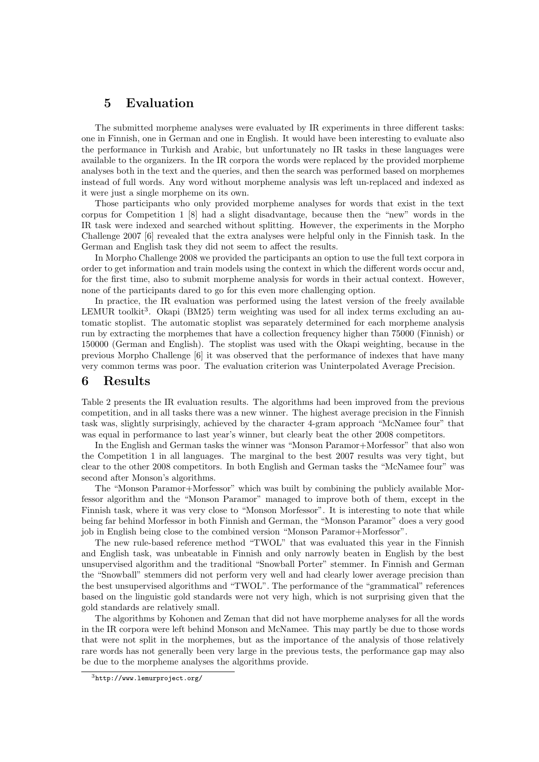## 5 Evaluation

The submitted morpheme analyses were evaluated by IR experiments in three different tasks: one in Finnish, one in German and one in English. It would have been interesting to evaluate also the performance in Turkish and Arabic, but unfortunately no IR tasks in these languages were available to the organizers. In the IR corpora the words were replaced by the provided morpheme analyses both in the text and the queries, and then the search was performed based on morphemes instead of full words. Any word without morpheme analysis was left un-replaced and indexed as it were just a single morpheme on its own.

Those participants who only provided morpheme analyses for words that exist in the text corpus for Competition 1 [8] had a slight disadvantage, because then the "new" words in the IR task were indexed and searched without splitting. However, the experiments in the Morpho Challenge 2007 [6] revealed that the extra analyses were helpful only in the Finnish task. In the German and English task they did not seem to affect the results.

In Morpho Challenge 2008 we provided the participants an option to use the full text corpora in order to get information and train models using the context in which the different words occur and, for the first time, also to submit morpheme analysis for words in their actual context. However, none of the participants dared to go for this even more challenging option.

In practice, the IR evaluation was performed using the latest version of the freely available LEMUR toolkit[3]. Okapi (BM25) term weighting was used for all index terms excluding an automatic stoplist. The automatic stoplist was separately determined for each morpheme analysis run by extracting the morphemes that have a collection frequency higher than 75000 (Finnish) or 150000 (German and English). The stoplist was used with the Okapi weighting, because in the previous Morpho Challenge [6] it was observed that the performance of indexes that have many very common terms was poor. The evaluation criterion was Uninterpolated Average Precision.

## 6 Results

Table 2 presents the IR evaluation results. The algorithms had been improved from the previous competition, and in all tasks there was a new winner. The highest average precision in the Finnish task was, slightly surprisingly, achieved by the character 4-gram approach "McNamee four" that was equal in performance to last year's winner, but clearly beat the other 2008 competitors.

In the English and German tasks the winner was "Monson Paramor+Morfessor" that also won the Competition 1 in all languages. The marginal to the best 2007 results was very tight, but clear to the other 2008 competitors. In both English and German tasks the "McNamee four" was second after Monson's algorithms.

The "Monson Paramor+Morfessor" which was built by combining the publicly available Morfessor algorithm and the "Monson Paramor" managed to improve both of them, except in the Finnish task, where it was very close to "Monson Morfessor". It is interesting to note that while being far behind Morfessor in both Finnish and German, the "Monson Paramor" does a very good job in English being close to the combined version "Monson Paramor+Morfessor".

The new rule-based reference method "TWOL" that was evaluated this year in the Finnish and English task, was unbeatable in Finnish and only narrowly beaten in English by the best unsupervised algorithm and the traditional "Snowball Porter" stemmer. In Finnish and German the "Snowball" stemmers did not perform very well and had clearly lower average precision than the best unsupervised algorithms and "TWOL". The performance of the "grammatical" references based on the linguistic gold standards were not very high, which is not surprising given that the gold standards are relatively small.

The algorithms by Kohonen and Zeman that did not have morpheme analyses for all the words in the IR corpora were left behind Monson and McNamee. This may partly be due to those words that were not split in the morphemes, but as the importance of the analysis of those relatively rare words has not generally been very large in the previous tests, the performance gap may also be due to the morpheme analyses the algorithms provide.

[3] http://www.lemurproject.org/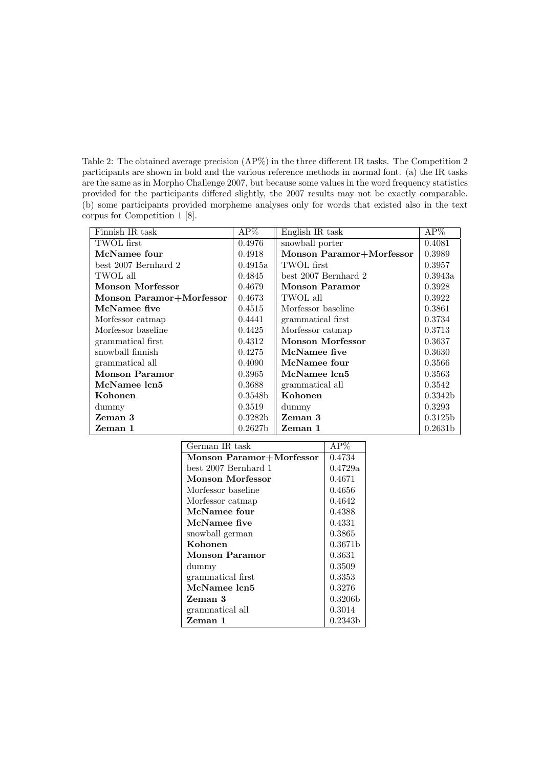Table 2: The obtained average precision (AP%) in the three different IR tasks. The Competition 2 participants are shown in bold and the various reference methods in normal font. (a) the IR tasks are the same as in Morpho Challenge 2007, but because some values in the word frequency statistics provided for the participants differed slightly, the 2007 results may not be exactly comparable. (b) some participants provided morpheme analyses only for words that existed also in the text corpus for Competition 1 [8].

| Finnish IR task | AP% | English IR task | AP% |
|---|---|---|---|
| TWOL first | 0.4976 | snowball porter | 0.4081 |
| **McNamee four** | 0.4918 | **Monson Paramor+Morfessor** | 0.3989 |
| best 2007 Bernhard 2 | 0.4915a | TWOL first | 0.3957 |
| TWOL all | 0.4845 | best 2007 Bernhard 2 | 0.3943a |
| **Monson Morfessor** | 0.4679 | **Monson Paramor** | 0.3928 |
| **Monson Paramor+Morfessor** | 0.4673 | TWOL all | 0.3922 |
| **McNamee five** | 0.4515 | Morfessor baseline | 0.3861 |
| Morfessor catmap | 0.4441 | grammatical first | 0.3734 |
| Morfessor baseline | 0.4425 | Morfessor catmap | 0.3713 |
| grammatical first | 0.4312 | **Monson Morfessor** | 0.3637 |
| snowball finnish | 0.4275 | **McNamee five** | 0.3630 |
| grammatical all | 0.4090 | **McNamee four** | 0.3566 |
| **Monson Paramor** | 0.3965 | **McNamee lcn5** | 0.3563 |
| **McNamee lcn5** | 0.3688 | grammatical all | 0.3542 |
| **Kohonen** | 0.3548b | **Kohonen** | 0.3342b |
| dummy | 0.3519 | dummy | 0.3293 |
| **Zeman 3** | 0.3282b | **Zeman 3** | 0.3125b |
| **Zeman 1** | 0.2627b | **Zeman 1** | 0.2631b |

| German IR task | AP% |
|---|---|
| **Monson Paramor+Morfessor** | 0.4734 |
| best 2007 Bernhard 1 | 0.4729a |
| **Monson Morfessor** | 0.4671 |
| Morfessor baseline | 0.4656 |
| Morfessor catmap | 0.4642 |
| **McNamee four** | 0.4388 |
| **McNamee five** | 0.4331 |
| snowball german | 0.3865 |
| **Kohonen** | 0.3671b |
| **Monson Paramor** | 0.3631 |
| dummy | 0.3509 |
| grammatical first | 0.3353 |
| **McNamee lcn5** | 0.3276 |
| **Zeman 3** | 0.3206b |
| grammatical all | 0.3014 |
| **Zeman 1** | 0.2343b |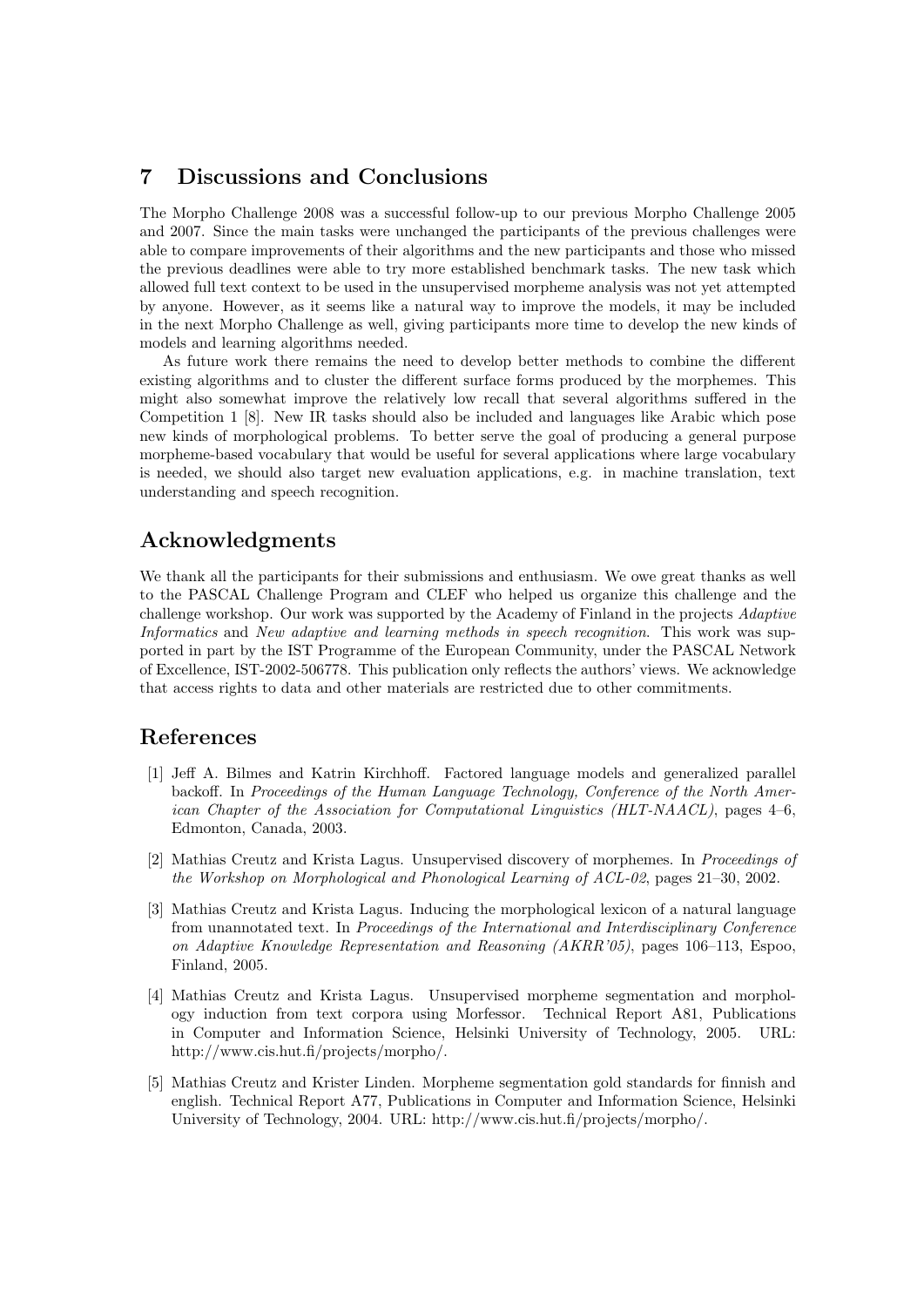## 7 Discussions and Conclusions

The Morpho Challenge 2008 was a successful follow-up to our previous Morpho Challenge 2005 and 2007. Since the main tasks were unchanged the participants of the previous challenges were able to compare improvements of their algorithms and the new participants and those who missed the previous deadlines were able to try more established benchmark tasks. The new task which allowed full text context to be used in the unsupervised morpheme analysis was not yet attempted by anyone. However, as it seems like a natural way to improve the models, it may be included in the next Morpho Challenge as well, giving participants more time to develop the new kinds of models and learning algorithms needed.

As future work there remains the need to develop better methods to combine the different existing algorithms and to cluster the different surface forms produced by the morphemes. This might also somewhat improve the relatively low recall that several algorithms suffered in the Competition 1 [8]. New IR tasks should also be included and languages like Arabic which pose new kinds of morphological problems. To better serve the goal of producing a general purpose morpheme-based vocabulary that would be useful for several applications where large vocabulary is needed, we should also target new evaluation applications, e.g. in machine translation, text understanding and speech recognition.

## Acknowledgments

We thank all the participants for their submissions and enthusiasm. We owe great thanks as well to the PASCAL Challenge Program and CLEF who helped us organize this challenge and the challenge workshop. Our work was supported by the Academy of Finland in the projects *Adaptive Informatics* and *New adaptive and learning methods in speech recognition*. This work was supported in part by the IST Programme of the European Community, under the PASCAL Network of Excellence, IST-2002-506778. This publication only reflects the authors' views. We acknowledge that access rights to data and other materials are restricted due to other commitments.

## References

[1] Jeff A. Bilmes and Katrin Kirchhoff. Factored language models and generalized parallel backoff. In *Proceedings of the Human Language Technology, Conference of the North American Chapter of the Association for Computational Linguistics (HLT-NAACL)*, pages 4–6, Edmonton, Canada, 2003.

[2] Mathias Creutz and Krista Lagus. Unsupervised discovery of morphemes. In *Proceedings of the Workshop on Morphological and Phonological Learning of ACL-02*, pages 21–30, 2002.

[3] Mathias Creutz and Krista Lagus. Inducing the morphological lexicon of a natural language from unannotated text. In *Proceedings of the International and Interdisciplinary Conference on Adaptive Knowledge Representation and Reasoning (AKRR'05)*, pages 106–113, Espoo, Finland, 2005.

[4] Mathias Creutz and Krista Lagus. Unsupervised morpheme segmentation and morphology induction from text corpora using Morfessor. Technical Report A81, Publications in Computer and Information Science, Helsinki University of Technology, 2005. URL: http://www.cis.hut.fi/projects/morpho/.

[5] Mathias Creutz and Krister Linden. Morpheme segmentation gold standards for finnish and english. Technical Report A77, Publications in Computer and Information Science, Helsinki University of Technology, 2004. URL: http://www.cis.hut.fi/projects/morpho/.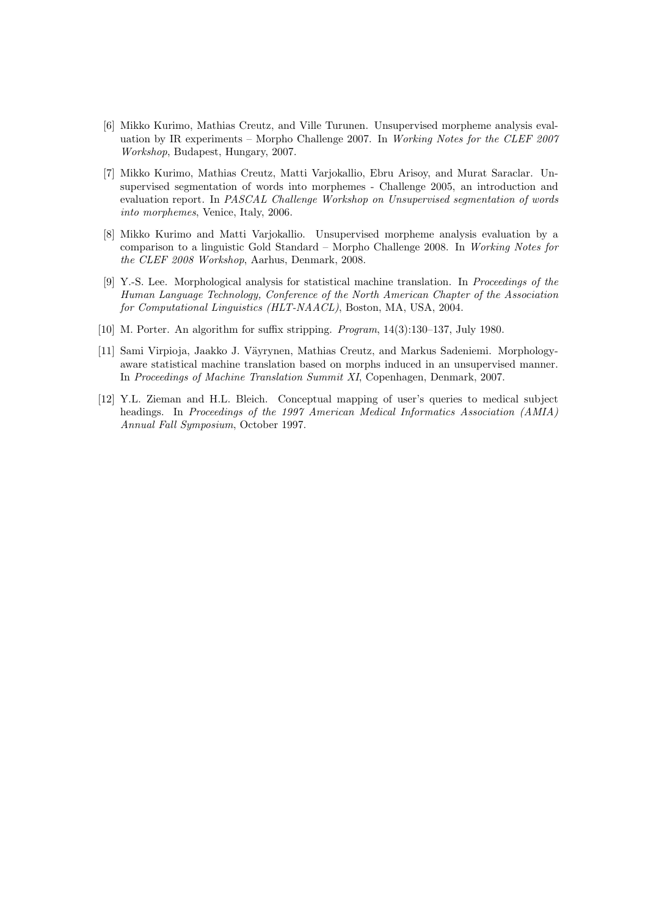[6] Mikko Kurimo, Mathias Creutz, and Ville Turunen. Unsupervised morpheme analysis evaluation by IR experiments – Morpho Challenge 2007. In *Working Notes for the CLEF 2007 Workshop*, Budapest, Hungary, 2007.

[7] Mikko Kurimo, Mathias Creutz, Matti Varjokallio, Ebru Arisoy, and Murat Saraclar. Unsupervised segmentation of words into morphemes - Challenge 2005, an introduction and evaluation report. In *PASCAL Challenge Workshop on Unsupervised segmentation of words into morphemes*, Venice, Italy, 2006.

[8] Mikko Kurimo and Matti Varjokallio. Unsupervised morpheme analysis evaluation by a comparison to a linguistic Gold Standard – Morpho Challenge 2008. In *Working Notes for the CLEF 2008 Workshop*, Aarhus, Denmark, 2008.

[9] Y.-S. Lee. Morphological analysis for statistical machine translation. In *Proceedings of the Human Language Technology, Conference of the North American Chapter of the Association for Computational Linguistics (HLT-NAACL)*, Boston, MA, USA, 2004.

[10] M. Porter. An algorithm for suffix stripping. *Program*, 14(3):130–137, July 1980.

[11] Sami Virpioja, Jaakko J. Väyrynen, Mathias Creutz, and Markus Sadeniemi. Morphology-aware statistical machine translation based on morphs induced in an unsupervised manner. In *Proceedings of Machine Translation Summit XI*, Copenhagen, Denmark, 2007.

[12] Y.L. Zieman and H.L. Bleich. Conceptual mapping of user's queries to medical subject headings. In *Proceedings of the 1997 American Medical Informatics Association (AMIA) Annual Fall Symposium*, October 1997.